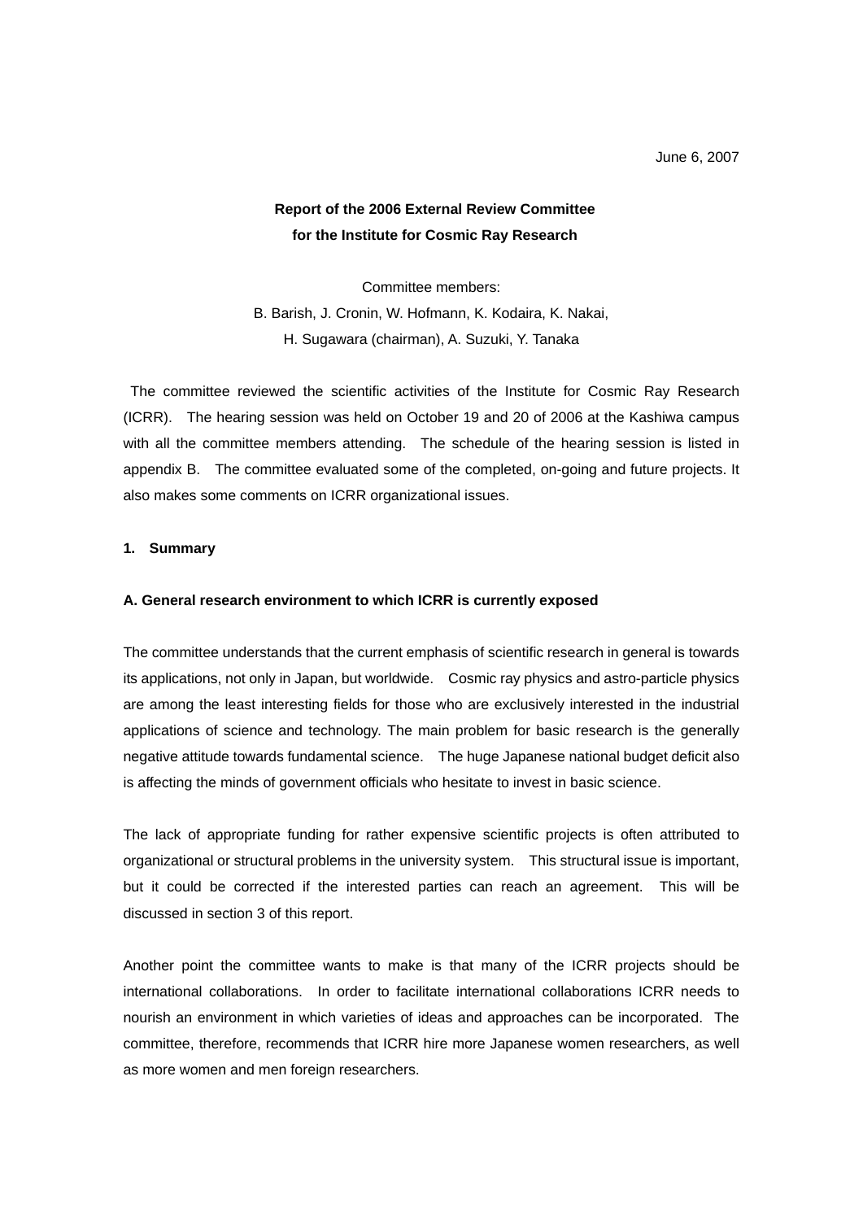June 6, 2007

**Report of the 2006 External Review Committee**
**for the Institute for Cosmic Ray Research**

Committee members:
B. Barish, J. Cronin, W. Hofmann, K. Kodaira, K. Nakai,
H. Sugawara (chairman), A. Suzuki, Y. Tanaka

The committee reviewed the scientific activities of the Institute for Cosmic Ray Research (ICRR). The hearing session was held on October 19 and 20 of 2006 at the Kashiwa campus with all the committee members attending. The schedule of the hearing session is listed in appendix B. The committee evaluated some of the completed, on-going and future projects. It also makes some comments on ICRR organizational issues.

## 1. Summary

### A. General research environment to which ICRR is currently exposed

The committee understands that the current emphasis of scientific research in general is towards its applications, not only in Japan, but worldwide. Cosmic ray physics and astro-particle physics are among the least interesting fields for those who are exclusively interested in the industrial applications of science and technology. The main problem for basic research is the generally negative attitude towards fundamental science. The huge Japanese national budget deficit also is affecting the minds of government officials who hesitate to invest in basic science.

The lack of appropriate funding for rather expensive scientific projects is often attributed to organizational or structural problems in the university system. This structural issue is important, but it could be corrected if the interested parties can reach an agreement. This will be discussed in section 3 of this report.

Another point the committee wants to make is that many of the ICRR projects should be international collaborations. In order to facilitate international collaborations ICRR needs to nourish an environment in which varieties of ideas and approaches can be incorporated. The committee, therefore, recommends that ICRR hire more Japanese women researchers, as well as more women and men foreign researchers.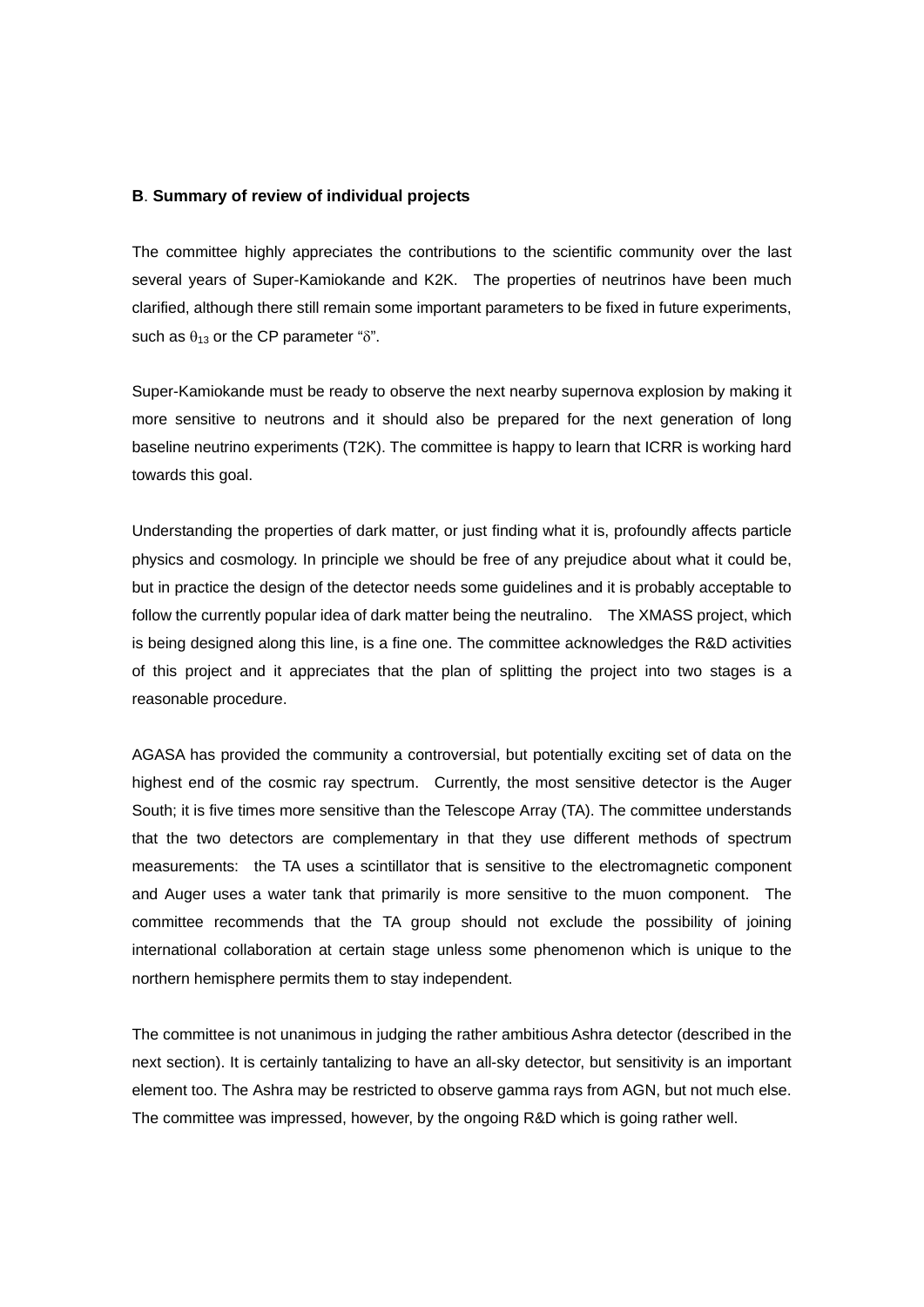**B**. **Summary of review of individual projects**

The committee highly appreciates the contributions to the scientific community over the last several years of Super-Kamiokande and K2K. The properties of neutrinos have been much clarified, although there still remain some important parameters to be fixed in future experiments, such as $\theta_{13}$ or the CP parameter "$\delta$".

Super-Kamiokande must be ready to observe the next nearby supernova explosion by making it more sensitive to neutrons and it should also be prepared for the next generation of long baseline neutrino experiments (T2K). The committee is happy to learn that ICRR is working hard towards this goal.

Understanding the properties of dark matter, or just finding what it is, profoundly affects particle physics and cosmology. In principle we should be free of any prejudice about what it could be, but in practice the design of the detector needs some guidelines and it is probably acceptable to follow the currently popular idea of dark matter being the neutralino. The XMASS project, which is being designed along this line, is a fine one. The committee acknowledges the R&D activities of this project and it appreciates that the plan of splitting the project into two stages is a reasonable procedure.

AGASA has provided the community a controversial, but potentially exciting set of data on the highest end of the cosmic ray spectrum. Currently, the most sensitive detector is the Auger South; it is five times more sensitive than the Telescope Array (TA). The committee understands that the two detectors are complementary in that they use different methods of spectrum measurements: the TA uses a scintillator that is sensitive to the electromagnetic component and Auger uses a water tank that primarily is more sensitive to the muon component. The committee recommends that the TA group should not exclude the possibility of joining international collaboration at certain stage unless some phenomenon which is unique to the northern hemisphere permits them to stay independent.

The committee is not unanimous in judging the rather ambitious Ashra detector (described in the next section). It is certainly tantalizing to have an all-sky detector, but sensitivity is an important element too. The Ashra may be restricted to observe gamma rays from AGN, but not much else. The committee was impressed, however, by the ongoing R&D which is going rather well.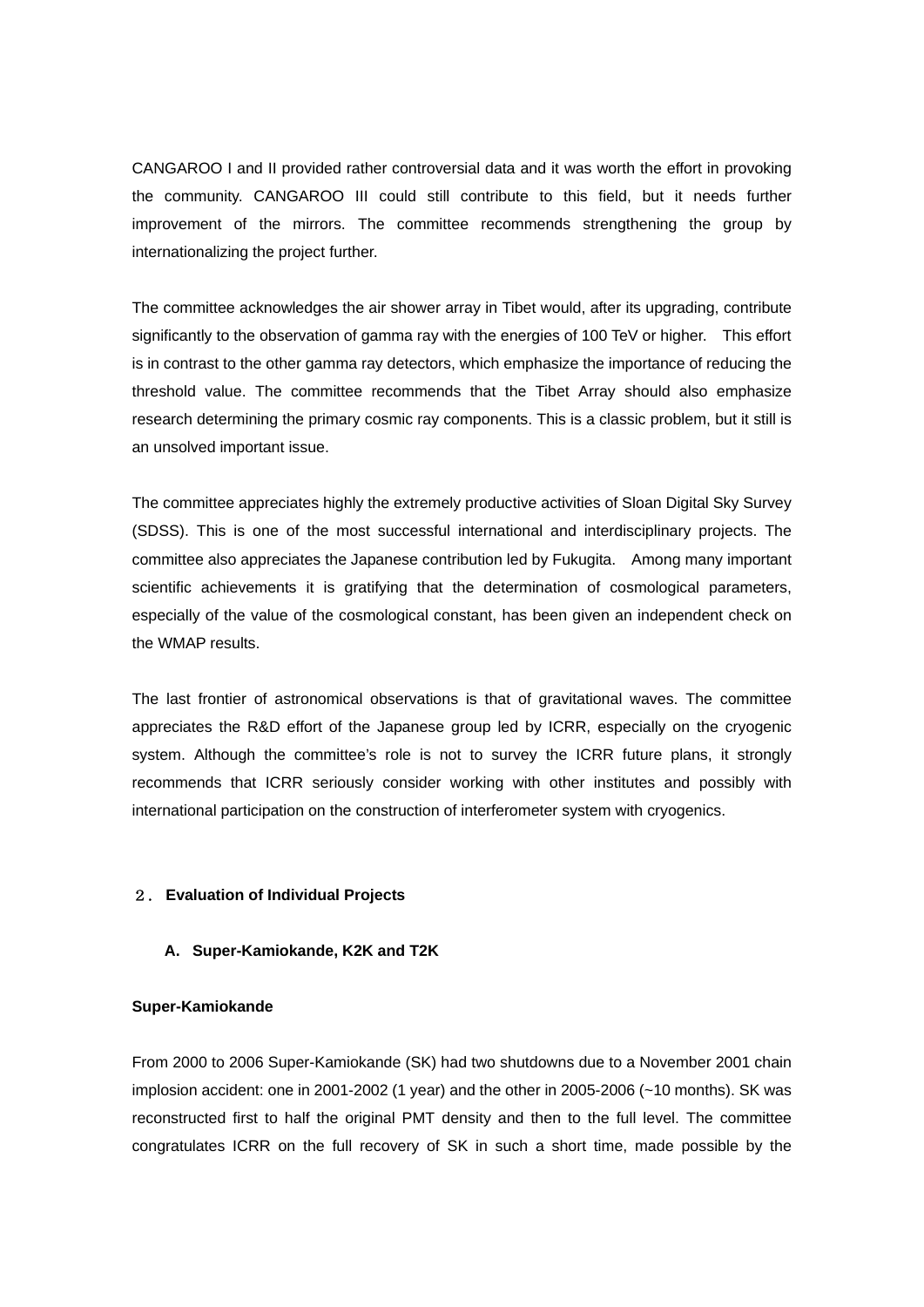CANGAROO I and II provided rather controversial data and it was worth the effort in provoking the community. CANGAROO III could still contribute to this field, but it needs further improvement of the mirrors. The committee recommends strengthening the group by internationalizing the project further.

The committee acknowledges the air shower array in Tibet would, after its upgrading, contribute significantly to the observation of gamma ray with the energies of 100 TeV or higher. This effort is in contrast to the other gamma ray detectors, which emphasize the importance of reducing the threshold value. The committee recommends that the Tibet Array should also emphasize research determining the primary cosmic ray components. This is a classic problem, but it still is an unsolved important issue.

The committee appreciates highly the extremely productive activities of Sloan Digital Sky Survey (SDSS). This is one of the most successful international and interdisciplinary projects. The committee also appreciates the Japanese contribution led by Fukugita. Among many important scientific achievements it is gratifying that the determination of cosmological parameters, especially of the value of the cosmological constant, has been given an independent check on the WMAP results.

The last frontier of astronomical observations is that of gravitational waves. The committee appreciates the R&D effort of the Japanese group led by ICRR, especially on the cryogenic system. Although the committee's role is not to survey the ICRR future plans, it strongly recommends that ICRR seriously consider working with other institutes and possibly with international participation on the construction of interferometer system with cryogenics.

## ２． Evaluation of Individual Projects

### A. Super-Kamiokande, K2K and T2K

**Super-Kamiokande**

From 2000 to 2006 Super-Kamiokande (SK) had two shutdowns due to a November 2001 chain implosion accident: one in 2001-2002 (1 year) and the other in 2005-2006 (~10 months). SK was reconstructed first to half the original PMT density and then to the full level. The committee congratulates ICRR on the full recovery of SK in such a short time, made possible by the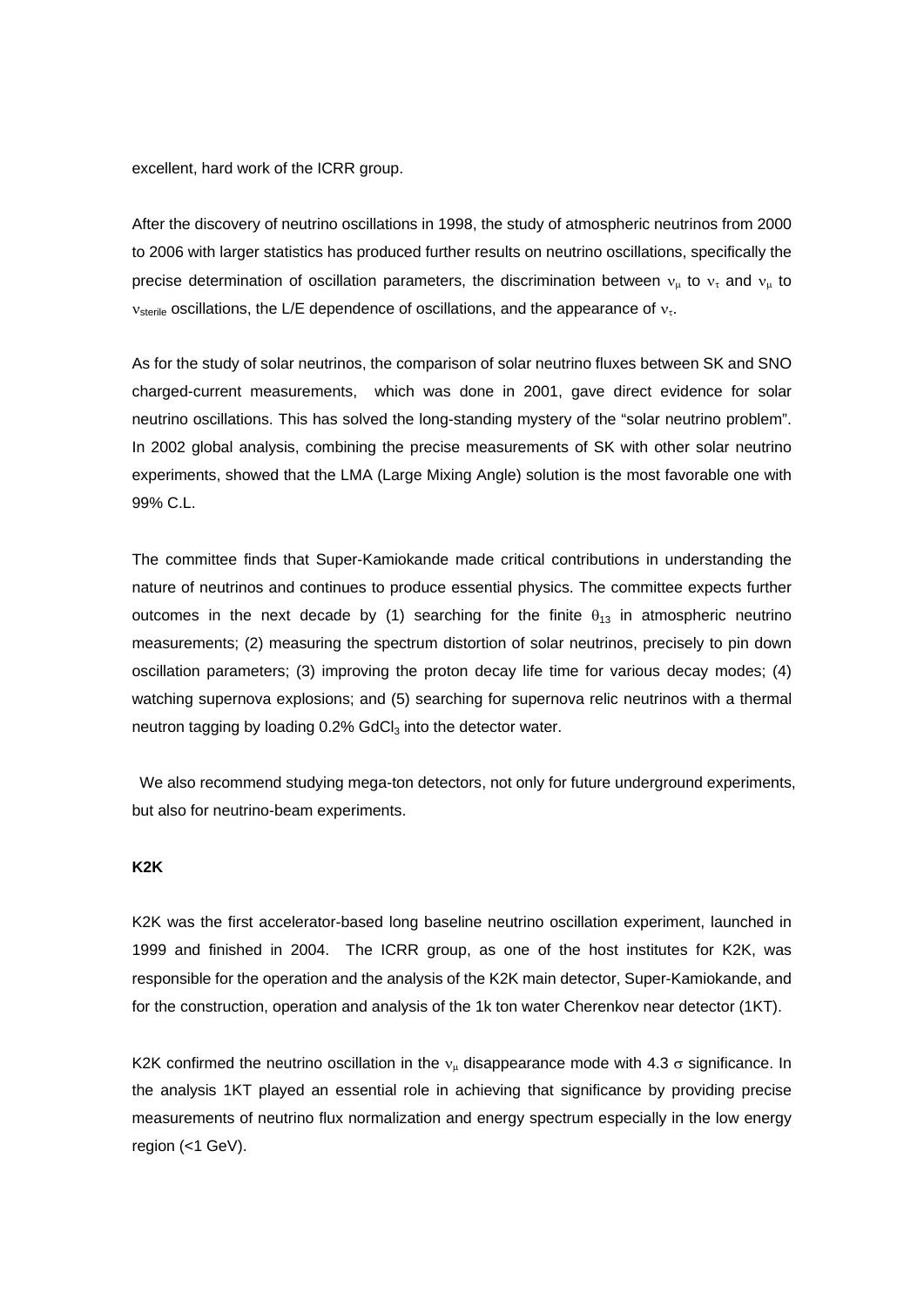excellent, hard work of the ICRR group.

After the discovery of neutrino oscillations in 1998, the study of atmospheric neutrinos from 2000 to 2006 with larger statistics has produced further results on neutrino oscillations, specifically the precise determination of oscillation parameters, the discrimination between $\nu_\mu$ to $\nu_\tau$ and $\nu_\mu$ to $\nu_{sterile}$ oscillations, the L/E dependence of oscillations, and the appearance of $\nu_\tau$.

As for the study of solar neutrinos, the comparison of solar neutrino fluxes between SK and SNO charged-current measurements, which was done in 2001, gave direct evidence for solar neutrino oscillations. This has solved the long-standing mystery of the "solar neutrino problem". In 2002 global analysis, combining the precise measurements of SK with other solar neutrino experiments, showed that the LMA (Large Mixing Angle) solution is the most favorable one with 99% C.L.

The committee finds that Super-Kamiokande made critical contributions in understanding the nature of neutrinos and continues to produce essential physics. The committee expects further outcomes in the next decade by (1) searching for the finite $\theta_{13}$ in atmospheric neutrino measurements; (2) measuring the spectrum distortion of solar neutrinos, precisely to pin down oscillation parameters; (3) improving the proton decay life time for various decay modes; (4) watching supernova explosions; and (5) searching for supernova relic neutrinos with a thermal neutron tagging by loading 0.2% $GdCl_3$ into the detector water.

We also recommend studying mega-ton detectors, not only for future underground experiments, but also for neutrino-beam experiments.

**K2K**

K2K was the first accelerator-based long baseline neutrino oscillation experiment, launched in 1999 and finished in 2004. The ICRR group, as one of the host institutes for K2K, was responsible for the operation and the analysis of the K2K main detector, Super-Kamiokande, and for the construction, operation and analysis of the 1k ton water Cherenkov near detector (1KT).

K2K confirmed the neutrino oscillation in the $\nu_\mu$ disappearance mode with 4.3 $\sigma$ significance. In the analysis 1KT played an essential role in achieving that significance by providing precise measurements of neutrino flux normalization and energy spectrum especially in the low energy region (<1 GeV).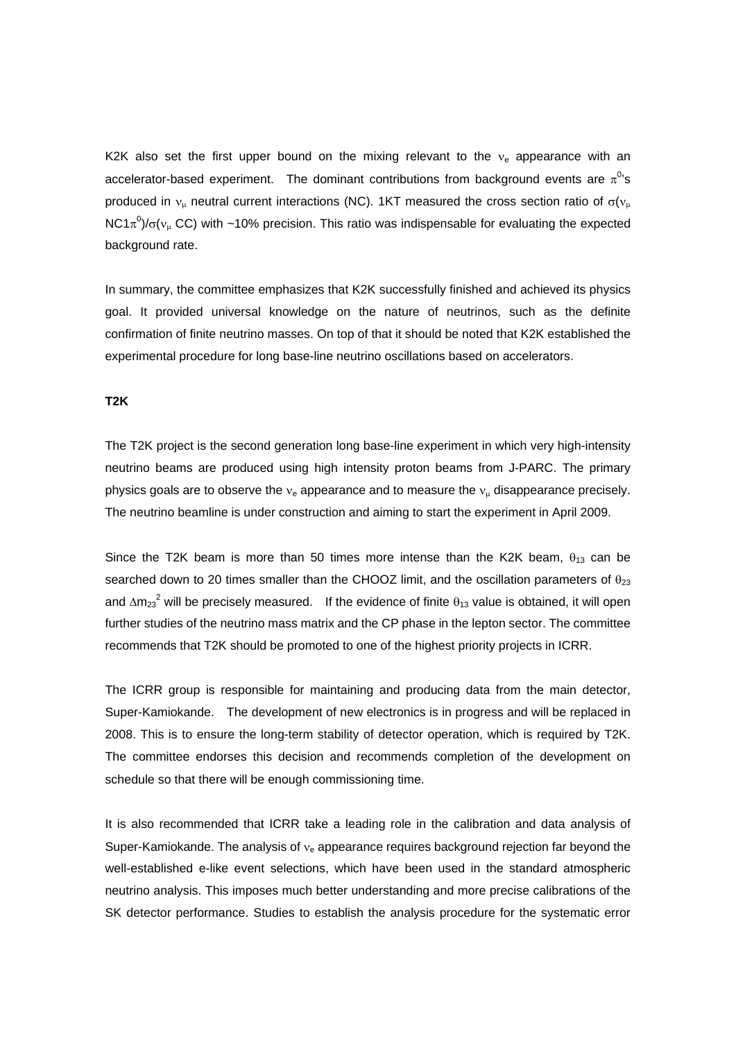K2K also set the first upper bound on the mixing relevant to the $\nu_e$ appearance with an accelerator-based experiment. The dominant contributions from background events are $\pi^0$'s produced in $\nu_\mu$ neutral current interactions (NC). 1KT measured the cross section ratio of $\sigma(\nu_\mu \text{ NC}1\pi^0)/\sigma(\nu_\mu \text{ CC})$ with ~10% precision. This ratio was indispensable for evaluating the expected background rate.

In summary, the committee emphasizes that K2K successfully finished and achieved its physics goal. It provided universal knowledge on the nature of neutrinos, such as the definite confirmation of finite neutrino masses. On top of that it should be noted that K2K established the experimental procedure for long base-line neutrino oscillations based on accelerators.

**T2K**

The T2K project is the second generation long base-line experiment in which very high-intensity neutrino beams are produced using high intensity proton beams from J-PARC. The primary physics goals are to observe the $\nu_e$ appearance and to measure the $\nu_\mu$ disappearance precisely. The neutrino beamline is under construction and aiming to start the experiment in April 2009.

Since the T2K beam is more than 50 times more intense than the K2K beam, $\theta_{13}$ can be searched down to 20 times smaller than the CHOOZ limit, and the oscillation parameters of $\theta_{23}$ and $\Delta m_{23}^2$ will be precisely measured. If the evidence of finite $\theta_{13}$ value is obtained, it will open further studies of the neutrino mass matrix and the CP phase in the lepton sector. The committee recommends that T2K should be promoted to one of the highest priority projects in ICRR.

The ICRR group is responsible for maintaining and producing data from the main detector, Super-Kamiokande. The development of new electronics is in progress and will be replaced in 2008. This is to ensure the long-term stability of detector operation, which is required by T2K. The committee endorses this decision and recommends completion of the development on schedule so that there will be enough commissioning time.

It is also recommended that ICRR take a leading role in the calibration and data analysis of Super-Kamiokande. The analysis of $\nu_e$ appearance requires background rejection far beyond the well-established e-like event selections, which have been used in the standard atmospheric neutrino analysis. This imposes much better understanding and more precise calibrations of the SK detector performance. Studies to establish the analysis procedure for the systematic error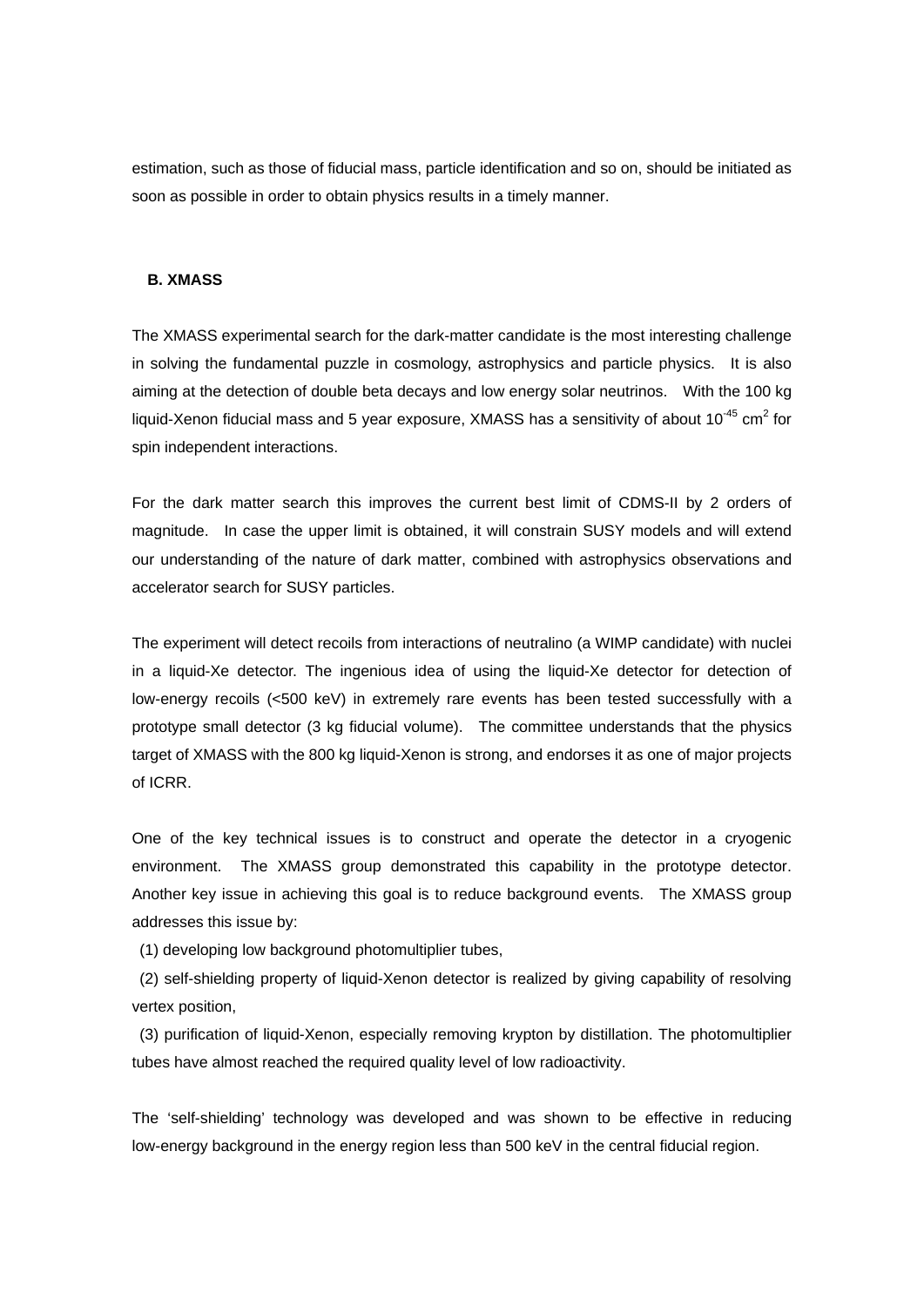estimation, such as those of fiducial mass, particle identification and so on, should be initiated as soon as possible in order to obtain physics results in a timely manner.

### B. XMASS

The XMASS experimental search for the dark-matter candidate is the most interesting challenge in solving the fundamental puzzle in cosmology, astrophysics and particle physics. It is also aiming at the detection of double beta decays and low energy solar neutrinos. With the 100 kg liquid-Xenon fiducial mass and 5 year exposure, XMASS has a sensitivity of about $10^{-45}$ $cm^2$ for spin independent interactions.

For the dark matter search this improves the current best limit of CDMS-II by 2 orders of magnitude. In case the upper limit is obtained, it will constrain SUSY models and will extend our understanding of the nature of dark matter, combined with astrophysics observations and accelerator search for SUSY particles.

The experiment will detect recoils from interactions of neutralino (a WIMP candidate) with nuclei in a liquid-Xe detector. The ingenious idea of using the liquid-Xe detector for detection of low-energy recoils (<500 keV) in extremely rare events has been tested successfully with a prototype small detector (3 kg fiducial volume). The committee understands that the physics target of XMASS with the 800 kg liquid-Xenon is strong, and endorses it as one of major projects of ICRR.

One of the key technical issues is to construct and operate the detector in a cryogenic environment. The XMASS group demonstrated this capability in the prototype detector. Another key issue in achieving this goal is to reduce background events. The XMASS group addresses this issue by:

(1) developing low background photomultiplier tubes,

(2) self-shielding property of liquid-Xenon detector is realized by giving capability of resolving vertex position,

(3) purification of liquid-Xenon, especially removing krypton by distillation. The photomultiplier tubes have almost reached the required quality level of low radioactivity.

The 'self-shielding' technology was developed and was shown to be effective in reducing low-energy background in the energy region less than 500 keV in the central fiducial region.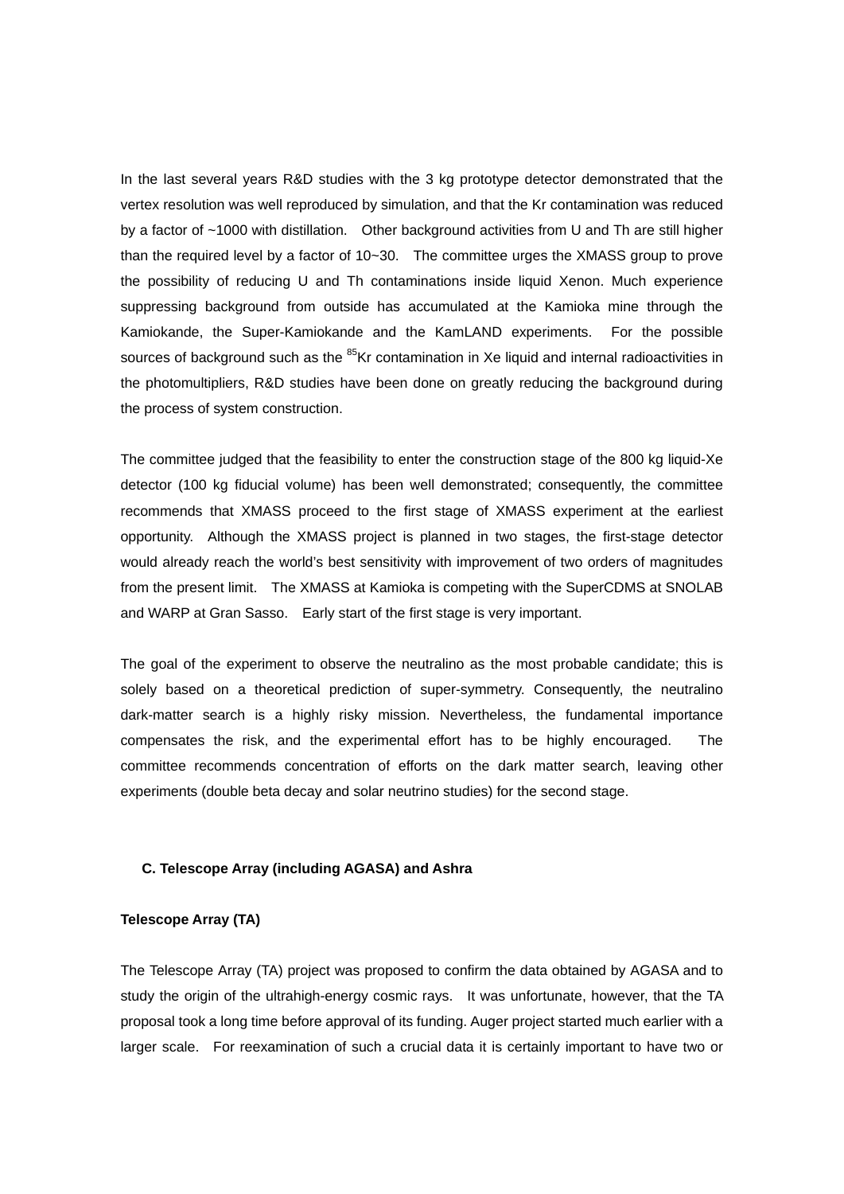In the last several years R&D studies with the 3 kg prototype detector demonstrated that the vertex resolution was well reproduced by simulation, and that the Kr contamination was reduced by a factor of ~1000 with distillation. Other background activities from U and Th are still higher than the required level by a factor of 10~30. The committee urges the XMASS group to prove the possibility of reducing U and Th contaminations inside liquid Xenon. Much experience suppressing background from outside has accumulated at the Kamioka mine through the Kamiokande, the Super-Kamiokande and the KamLAND experiments. For the possible sources of background such as the $^{85}$Kr contamination in Xe liquid and internal radioactivities in the photomultipliers, R&D studies have been done on greatly reducing the background during the process of system construction.

The committee judged that the feasibility to enter the construction stage of the 800 kg liquid-Xe detector (100 kg fiducial volume) has been well demonstrated; consequently, the committee recommends that XMASS proceed to the first stage of XMASS experiment at the earliest opportunity. Although the XMASS project is planned in two stages, the first-stage detector would already reach the world's best sensitivity with improvement of two orders of magnitudes from the present limit. The XMASS at Kamioka is competing with the SuperCDMS at SNOLAB and WARP at Gran Sasso. Early start of the first stage is very important.

The goal of the experiment to observe the neutralino as the most probable candidate; this is solely based on a theoretical prediction of super-symmetry. Consequently, the neutralino dark-matter search is a highly risky mission. Nevertheless, the fundamental importance compensates the risk, and the experimental effort has to be highly encouraged. The committee recommends concentration of efforts on the dark matter search, leaving other experiments (double beta decay and solar neutrino studies) for the second stage.

### C. Telescope Array (including AGASA) and Ashra

#### Telescope Array (TA)

The Telescope Array (TA) project was proposed to confirm the data obtained by AGASA and to study the origin of the ultrahigh-energy cosmic rays. It was unfortunate, however, that the TA proposal took a long time before approval of its funding. Auger project started much earlier with a larger scale. For reexamination of such a crucial data it is certainly important to have two or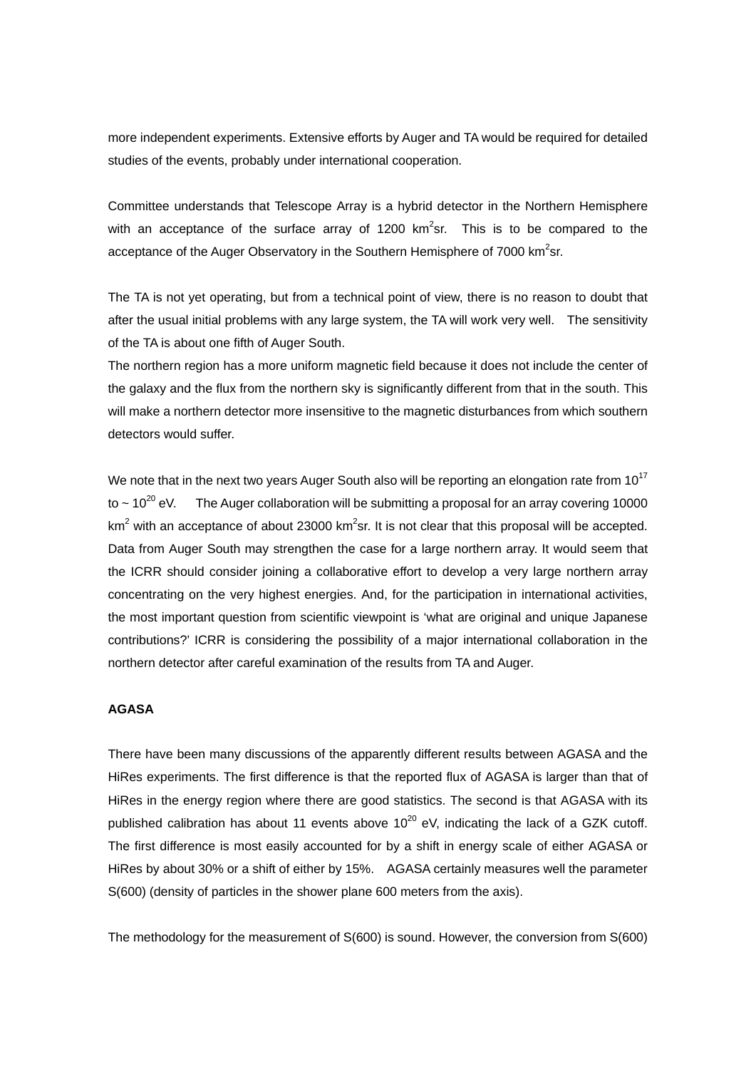more independent experiments. Extensive efforts by Auger and TA would be required for detailed studies of the events, probably under international cooperation.

Committee understands that Telescope Array is a hybrid detector in the Northern Hemisphere with an acceptance of the surface array of 1200 $km^2sr$. This is to be compared to the acceptance of the Auger Observatory in the Southern Hemisphere of 7000 $km^2sr$.

The TA is not yet operating, but from a technical point of view, there is no reason to doubt that after the usual initial problems with any large system, the TA will work very well. The sensitivity of the TA is about one fifth of Auger South.

The northern region has a more uniform magnetic field because it does not include the center of the galaxy and the flux from the northern sky is significantly different from that in the south. This will make a northern detector more insensitive to the magnetic disturbances from which southern detectors would suffer.

We note that in the next two years Auger South also will be reporting an elongation rate from $10^{17}$ to ~ $10^{20}$ eV. The Auger collaboration will be submitting a proposal for an array covering 10000 $km^2$ with an acceptance of about 23000 $km^2sr$. It is not clear that this proposal will be accepted. Data from Auger South may strengthen the case for a large northern array. It would seem that the ICRR should consider joining a collaborative effort to develop a very large northern array concentrating on the very highest energies. And, for the participation in international activities, the most important question from scientific viewpoint is 'what are original and unique Japanese contributions?' ICRR is considering the possibility of a major international collaboration in the northern detector after careful examination of the results from TA and Auger.

### AGASA

There have been many discussions of the apparently different results between AGASA and the HiRes experiments. The first difference is that the reported flux of AGASA is larger than that of HiRes in the energy region where there are good statistics. The second is that AGASA with its published calibration has about 11 events above $10^{20}$ eV, indicating the lack of a GZK cutoff. The first difference is most easily accounted for by a shift in energy scale of either AGASA or HiRes by about 30% or a shift of either by 15%. AGASA certainly measures well the parameter S(600) (density of particles in the shower plane 600 meters from the axis).

The methodology for the measurement of S(600) is sound. However, the conversion from S(600)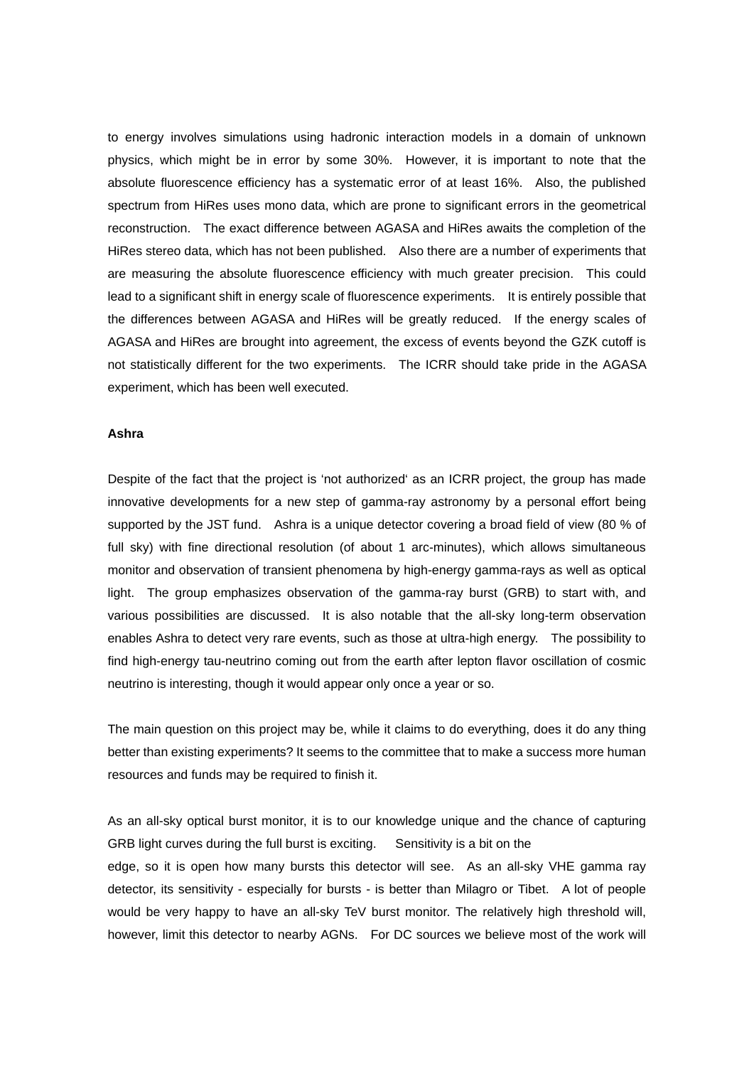to energy involves simulations using hadronic interaction models in a domain of unknown physics, which might be in error by some 30%. However, it is important to note that the absolute fluorescence efficiency has a systematic error of at least 16%. Also, the published spectrum from HiRes uses mono data, which are prone to significant errors in the geometrical reconstruction. The exact difference between AGASA and HiRes awaits the completion of the HiRes stereo data, which has not been published. Also there are a number of experiments that are measuring the absolute fluorescence efficiency with much greater precision. This could lead to a significant shift in energy scale of fluorescence experiments. It is entirely possible that the differences between AGASA and HiRes will be greatly reduced. If the energy scales of AGASA and HiRes are brought into agreement, the excess of events beyond the GZK cutoff is not statistically different for the two experiments. The ICRR should take pride in the AGASA experiment, which has been well executed.

**Ashra**

Despite of the fact that the project is 'not authorized' as an ICRR project, the group has made innovative developments for a new step of gamma-ray astronomy by a personal effort being supported by the JST fund. Ashra is a unique detector covering a broad field of view (80 % of full sky) with fine directional resolution (of about 1 arc-minutes), which allows simultaneous monitor and observation of transient phenomena by high-energy gamma-rays as well as optical light. The group emphasizes observation of the gamma-ray burst (GRB) to start with, and various possibilities are discussed. It is also notable that the all-sky long-term observation enables Ashra to detect very rare events, such as those at ultra-high energy. The possibility to find high-energy tau-neutrino coming out from the earth after lepton flavor oscillation of cosmic neutrino is interesting, though it would appear only once a year or so.

The main question on this project may be, while it claims to do everything, does it do any thing better than existing experiments? It seems to the committee that to make a success more human resources and funds may be required to finish it.

As an all-sky optical burst monitor, it is to our knowledge unique and the chance of capturing GRB light curves during the full burst is exciting. Sensitivity is a bit on the edge, so it is open how many bursts this detector will see. As an all-sky VHE gamma ray detector, its sensitivity - especially for bursts - is better than Milagro or Tibet. A lot of people would be very happy to have an all-sky TeV burst monitor. The relatively high threshold will, however, limit this detector to nearby AGNs. For DC sources we believe most of the work will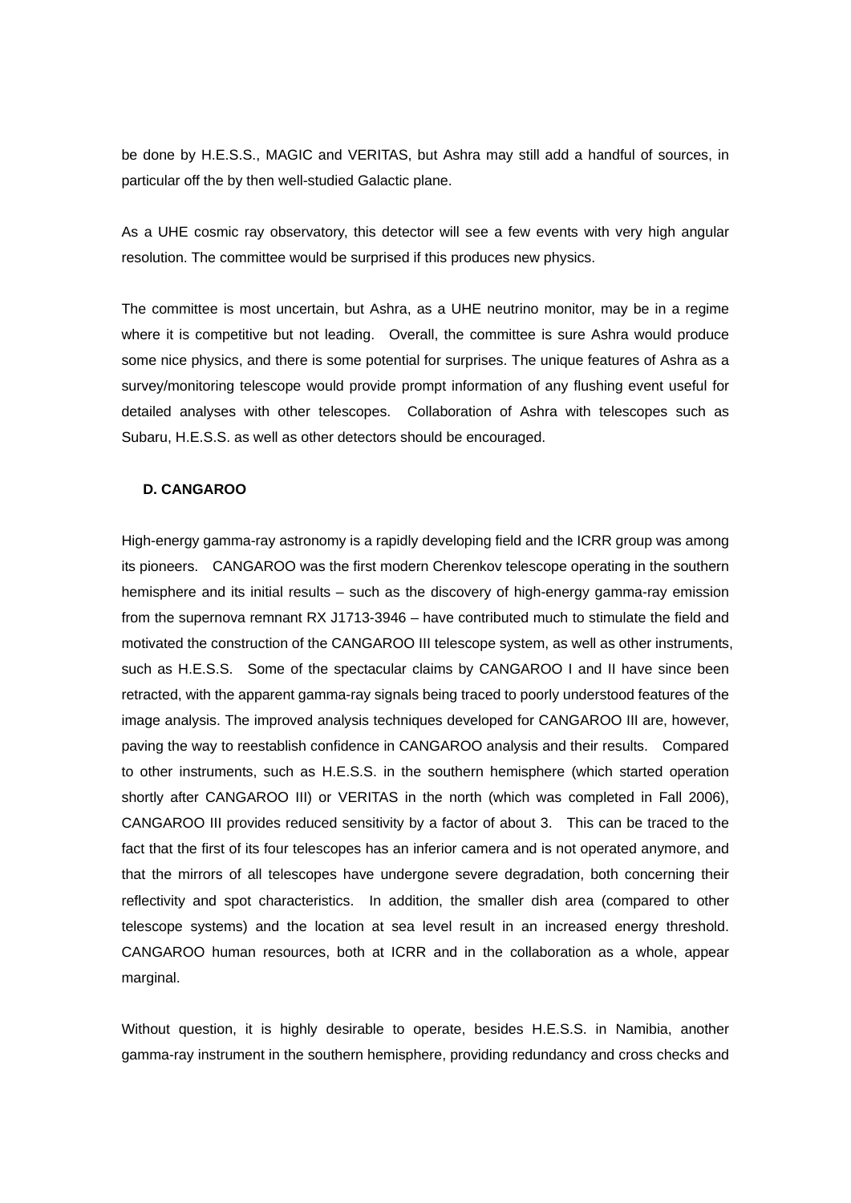be done by H.E.S.S., MAGIC and VERITAS, but Ashra may still add a handful of sources, in particular off the by then well-studied Galactic plane.

As a UHE cosmic ray observatory, this detector will see a few events with very high angular resolution. The committee would be surprised if this produces new physics.

The committee is most uncertain, but Ashra, as a UHE neutrino monitor, may be in a regime where it is competitive but not leading. Overall, the committee is sure Ashra would produce some nice physics, and there is some potential for surprises. The unique features of Ashra as a survey/monitoring telescope would provide prompt information of any flushing event useful for detailed analyses with other telescopes. Collaboration of Ashra with telescopes such as Subaru, H.E.S.S. as well as other detectors should be encouraged.

**D. CANGAROO**

High-energy gamma-ray astronomy is a rapidly developing field and the ICRR group was among its pioneers. CANGAROO was the first modern Cherenkov telescope operating in the southern hemisphere and its initial results – such as the discovery of high-energy gamma-ray emission from the supernova remnant RX J1713-3946 – have contributed much to stimulate the field and motivated the construction of the CANGAROO III telescope system, as well as other instruments, such as H.E.S.S. Some of the spectacular claims by CANGAROO I and II have since been retracted, with the apparent gamma-ray signals being traced to poorly understood features of the image analysis. The improved analysis techniques developed for CANGAROO III are, however, paving the way to reestablish confidence in CANGAROO analysis and their results. Compared to other instruments, such as H.E.S.S. in the southern hemisphere (which started operation shortly after CANGAROO III) or VERITAS in the north (which was completed in Fall 2006), CANGAROO III provides reduced sensitivity by a factor of about 3. This can be traced to the fact that the first of its four telescopes has an inferior camera and is not operated anymore, and that the mirrors of all telescopes have undergone severe degradation, both concerning their reflectivity and spot characteristics. In addition, the smaller dish area (compared to other telescope systems) and the location at sea level result in an increased energy threshold. CANGAROO human resources, both at ICRR and in the collaboration as a whole, appear marginal.

Without question, it is highly desirable to operate, besides H.E.S.S. in Namibia, another gamma-ray instrument in the southern hemisphere, providing redundancy and cross checks and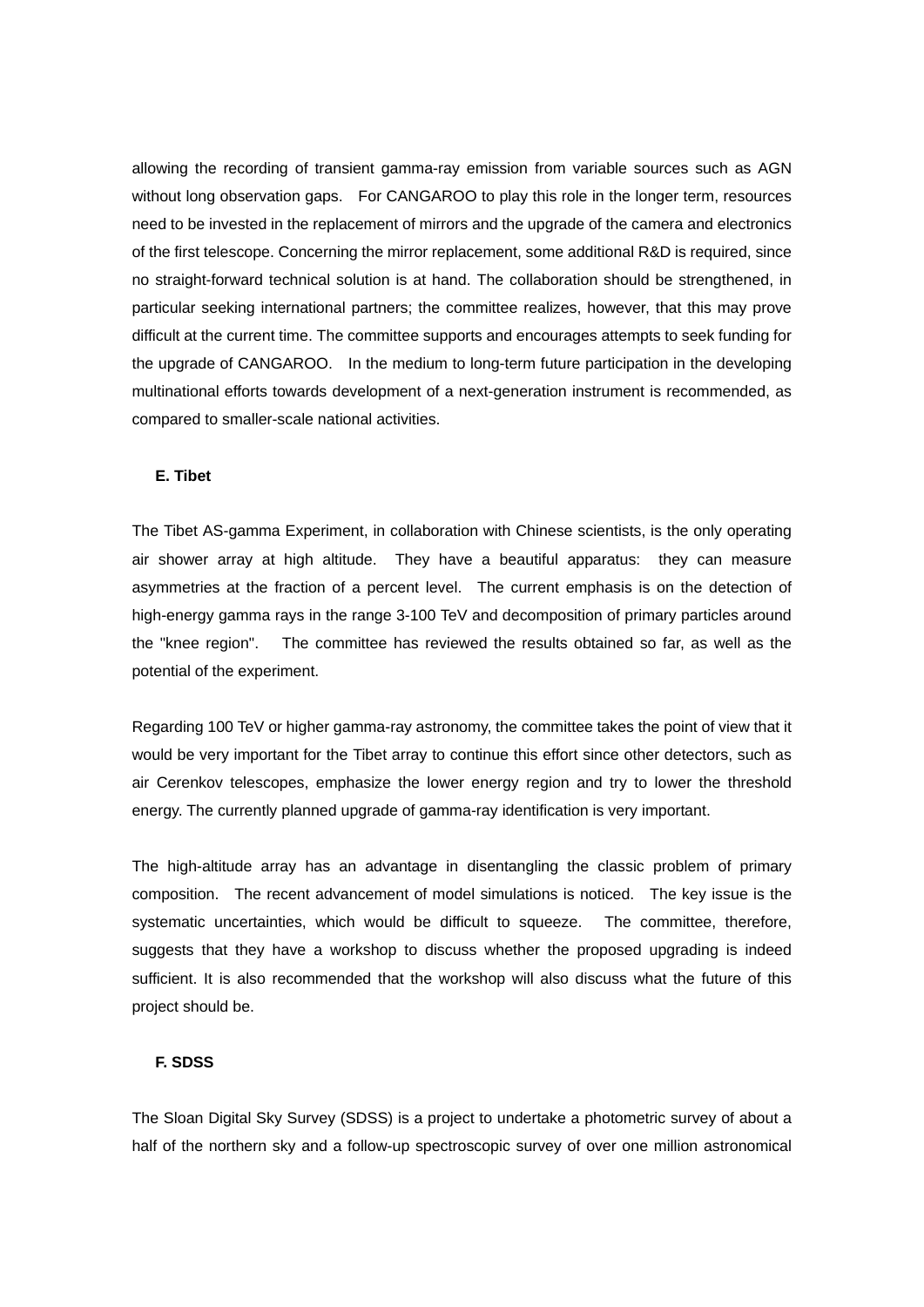allowing the recording of transient gamma-ray emission from variable sources such as AGN without long observation gaps. For CANGAROO to play this role in the longer term, resources need to be invested in the replacement of mirrors and the upgrade of the camera and electronics of the first telescope. Concerning the mirror replacement, some additional R&D is required, since no straight-forward technical solution is at hand. The collaboration should be strengthened, in particular seeking international partners; the committee realizes, however, that this may prove difficult at the current time. The committee supports and encourages attempts to seek funding for the upgrade of CANGAROO. In the medium to long-term future participation in the developing multinational efforts towards development of a next-generation instrument is recommended, as compared to smaller-scale national activities.

### E. Tibet

The Tibet AS-gamma Experiment, in collaboration with Chinese scientists, is the only operating air shower array at high altitude. They have a beautiful apparatus: they can measure asymmetries at the fraction of a percent level. The current emphasis is on the detection of high-energy gamma rays in the range 3-100 TeV and decomposition of primary particles around the "knee region". The committee has reviewed the results obtained so far, as well as the potential of the experiment.

Regarding 100 TeV or higher gamma-ray astronomy, the committee takes the point of view that it would be very important for the Tibet array to continue this effort since other detectors, such as air Cerenkov telescopes, emphasize the lower energy region and try to lower the threshold energy. The currently planned upgrade of gamma-ray identification is very important.

The high-altitude array has an advantage in disentangling the classic problem of primary composition. The recent advancement of model simulations is noticed. The key issue is the systematic uncertainties, which would be difficult to squeeze. The committee, therefore, suggests that they have a workshop to discuss whether the proposed upgrading is indeed sufficient. It is also recommended that the workshop will also discuss what the future of this project should be.

### F. SDSS

The Sloan Digital Sky Survey (SDSS) is a project to undertake a photometric survey of about a half of the northern sky and a follow-up spectroscopic survey of over one million astronomical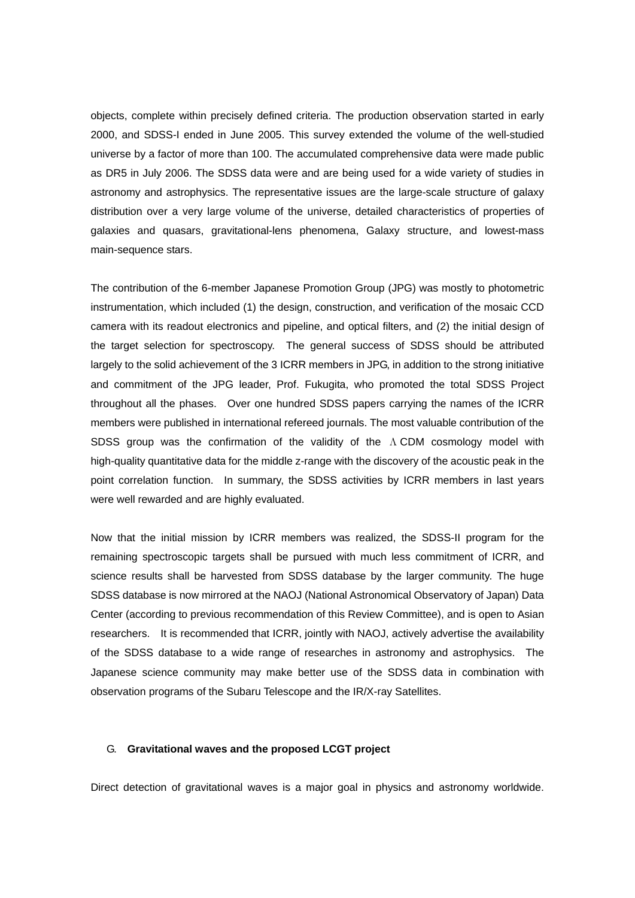objects, complete within precisely defined criteria. The production observation started in early 2000, and SDSS-I ended in June 2005. This survey extended the volume of the well-studied universe by a factor of more than 100. The accumulated comprehensive data were made public as DR5 in July 2006. The SDSS data were and are being used for a wide variety of studies in astronomy and astrophysics. The representative issues are the large-scale structure of galaxy distribution over a very large volume of the universe, detailed characteristics of properties of galaxies and quasars, gravitational-lens phenomena, Galaxy structure, and lowest-mass main-sequence stars.

The contribution of the 6-member Japanese Promotion Group (JPG) was mostly to photometric instrumentation, which included (1) the design, construction, and verification of the mosaic CCD camera with its readout electronics and pipeline, and optical filters, and (2) the initial design of the target selection for spectroscopy. The general success of SDSS should be attributed largely to the solid achievement of the 3 ICRR members in JPG, in addition to the strong initiative and commitment of the JPG leader, Prof. Fukugita, who promoted the total SDSS Project throughout all the phases. Over one hundred SDSS papers carrying the names of the ICRR members were published in international refereed journals. The most valuable contribution of the SDSS group was the confirmation of the validity of the $\Lambda$CDM cosmology model with high-quality quantitative data for the middle z-range with the discovery of the acoustic peak in the point correlation function. In summary, the SDSS activities by ICRR members in last years were well rewarded and are highly evaluated.

Now that the initial mission by ICRR members was realized, the SDSS-II program for the remaining spectroscopic targets shall be pursued with much less commitment of ICRR, and science results shall be harvested from SDSS database by the larger community. The huge SDSS database is now mirrored at the NAOJ (National Astronomical Observatory of Japan) Data Center (according to previous recommendation of this Review Committee), and is open to Asian researchers. It is recommended that ICRR, jointly with NAOJ, actively advertise the availability of the SDSS database to a wide range of researches in astronomy and astrophysics. The Japanese science community may make better use of the SDSS data in combination with observation programs of the Subaru Telescope and the IR/X-ray Satellites.

### G. Gravitational waves and the proposed LCGT project

Direct detection of gravitational waves is a major goal in physics and astronomy worldwide.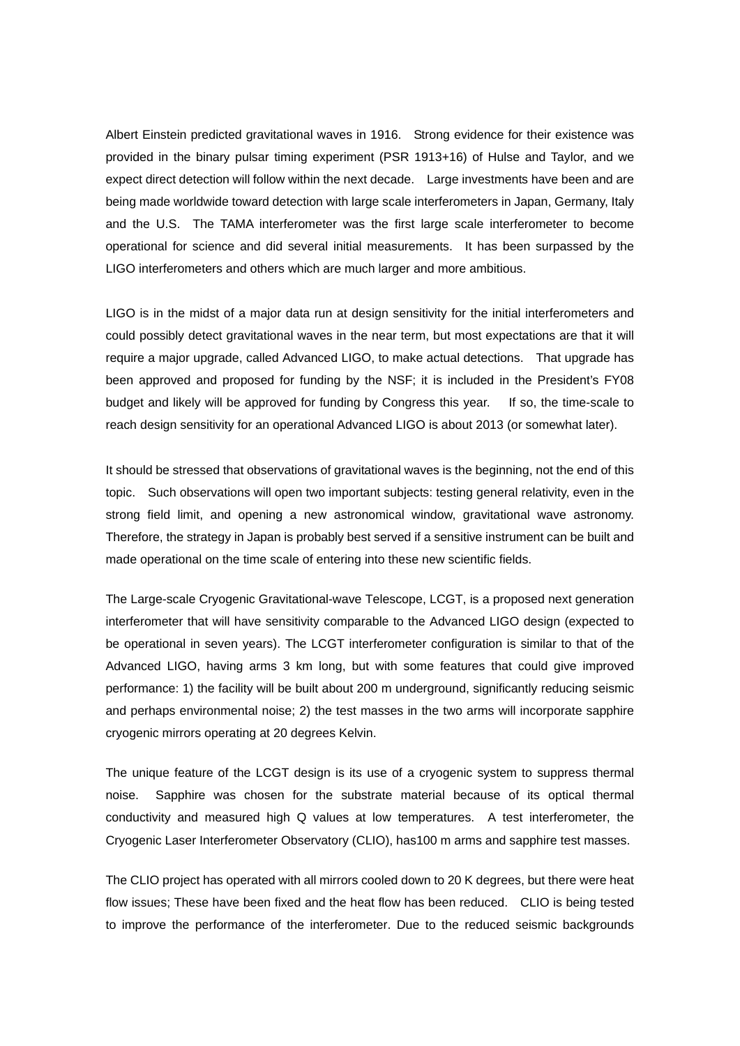Albert Einstein predicted gravitational waves in 1916. Strong evidence for their existence was provided in the binary pulsar timing experiment (PSR 1913+16) of Hulse and Taylor, and we expect direct detection will follow within the next decade. Large investments have been and are being made worldwide toward detection with large scale interferometers in Japan, Germany, Italy and the U.S. The TAMA interferometer was the first large scale interferometer to become operational for science and did several initial measurements. It has been surpassed by the LIGO interferometers and others which are much larger and more ambitious.

LIGO is in the midst of a major data run at design sensitivity for the initial interferometers and could possibly detect gravitational waves in the near term, but most expectations are that it will require a major upgrade, called Advanced LIGO, to make actual detections. That upgrade has been approved and proposed for funding by the NSF; it is included in the President's FY08 budget and likely will be approved for funding by Congress this year. If so, the time-scale to reach design sensitivity for an operational Advanced LIGO is about 2013 (or somewhat later).

It should be stressed that observations of gravitational waves is the beginning, not the end of this topic. Such observations will open two important subjects: testing general relativity, even in the strong field limit, and opening a new astronomical window, gravitational wave astronomy. Therefore, the strategy in Japan is probably best served if a sensitive instrument can be built and made operational on the time scale of entering into these new scientific fields.

The Large-scale Cryogenic Gravitational-wave Telescope, LCGT, is a proposed next generation interferometer that will have sensitivity comparable to the Advanced LIGO design (expected to be operational in seven years). The LCGT interferometer configuration is similar to that of the Advanced LIGO, having arms 3 km long, but with some features that could give improved performance: 1) the facility will be built about 200 m underground, significantly reducing seismic and perhaps environmental noise; 2) the test masses in the two arms will incorporate sapphire cryogenic mirrors operating at 20 degrees Kelvin.

The unique feature of the LCGT design is its use of a cryogenic system to suppress thermal noise. Sapphire was chosen for the substrate material because of its optical thermal conductivity and measured high Q values at low temperatures. A test interferometer, the Cryogenic Laser Interferometer Observatory (CLIO), has100 m arms and sapphire test masses.

The CLIO project has operated with all mirrors cooled down to 20 K degrees, but there were heat flow issues; These have been fixed and the heat flow has been reduced. CLIO is being tested to improve the performance of the interferometer. Due to the reduced seismic backgrounds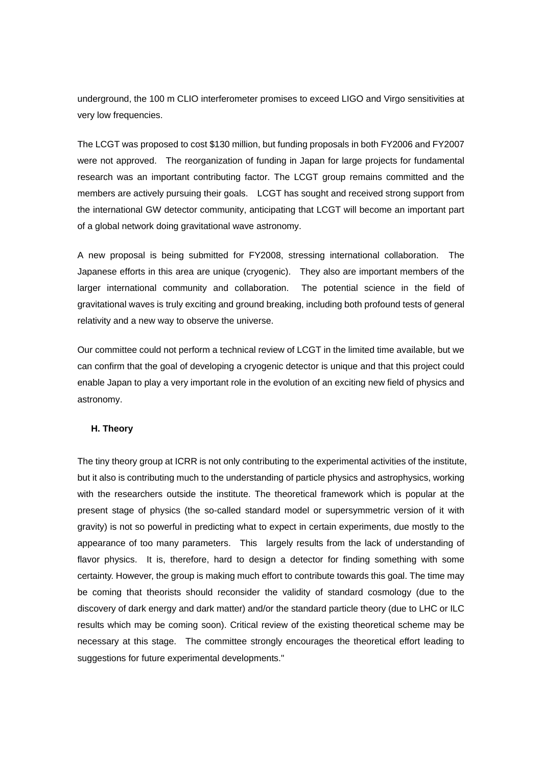underground, the 100 m CLIO interferometer promises to exceed LIGO and Virgo sensitivities at very low frequencies.

The LCGT was proposed to cost $130 million, but funding proposals in both FY2006 and FY2007 were not approved. The reorganization of funding in Japan for large projects for fundamental research was an important contributing factor. The LCGT group remains committed and the members are actively pursuing their goals. LCGT has sought and received strong support from the international GW detector community, anticipating that LCGT will become an important part of a global network doing gravitational wave astronomy.

A new proposal is being submitted for FY2008, stressing international collaboration. The Japanese efforts in this area are unique (cryogenic). They also are important members of the larger international community and collaboration. The potential science in the field of gravitational waves is truly exciting and ground breaking, including both profound tests of general relativity and a new way to observe the universe.

Our committee could not perform a technical review of LCGT in the limited time available, but we can confirm that the goal of developing a cryogenic detector is unique and that this project could enable Japan to play a very important role in the evolution of an exciting new field of physics and astronomy.

### H. Theory

The tiny theory group at ICRR is not only contributing to the experimental activities of the institute, but it also is contributing much to the understanding of particle physics and astrophysics, working with the researchers outside the institute. The theoretical framework which is popular at the present stage of physics (the so-called standard model or supersymmetric version of it with gravity) is not so powerful in predicting what to expect in certain experiments, due mostly to the appearance of too many parameters. This largely results from the lack of understanding of flavor physics. It is, therefore, hard to design a detector for finding something with some certainty. However, the group is making much effort to contribute towards this goal. The time may be coming that theorists should reconsider the validity of standard cosmology (due to the discovery of dark energy and dark matter) and/or the standard particle theory (due to LHC or ILC results which may be coming soon). Critical review of the existing theoretical scheme may be necessary at this stage. The committee strongly encourages the theoretical effort leading to suggestions for future experimental developments."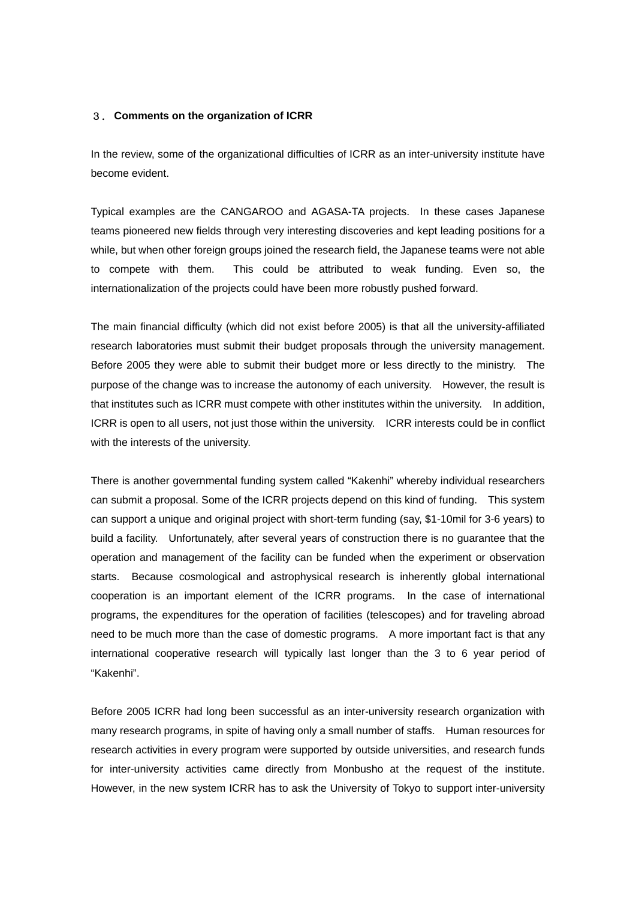## ３. Comments on the organization of ICRR

In the review, some of the organizational difficulties of ICRR as an inter-university institute have become evident.

Typical examples are the CANGAROO and AGASA-TA projects. In these cases Japanese teams pioneered new fields through very interesting discoveries and kept leading positions for a while, but when other foreign groups joined the research field, the Japanese teams were not able to compete with them. This could be attributed to weak funding. Even so, the internationalization of the projects could have been more robustly pushed forward.

The main financial difficulty (which did not exist before 2005) is that all the university-affiliated research laboratories must submit their budget proposals through the university management. Before 2005 they were able to submit their budget more or less directly to the ministry. The purpose of the change was to increase the autonomy of each university. However, the result is that institutes such as ICRR must compete with other institutes within the university. In addition, ICRR is open to all users, not just those within the university. ICRR interests could be in conflict with the interests of the university.

There is another governmental funding system called "Kakenhi" whereby individual researchers can submit a proposal. Some of the ICRR projects depend on this kind of funding. This system can support a unique and original project with short-term funding (say, $1-10mil for 3-6 years) to build a facility. Unfortunately, after several years of construction there is no guarantee that the operation and management of the facility can be funded when the experiment or observation starts. Because cosmological and astrophysical research is inherently global international cooperation is an important element of the ICRR programs. In the case of international programs, the expenditures for the operation of facilities (telescopes) and for traveling abroad need to be much more than the case of domestic programs. A more important fact is that any international cooperative research will typically last longer than the 3 to 6 year period of "Kakenhi".

Before 2005 ICRR had long been successful as an inter-university research organization with many research programs, in spite of having only a small number of staffs. Human resources for research activities in every program were supported by outside universities, and research funds for inter-university activities came directly from Monbusho at the request of the institute. However, in the new system ICRR has to ask the University of Tokyo to support inter-university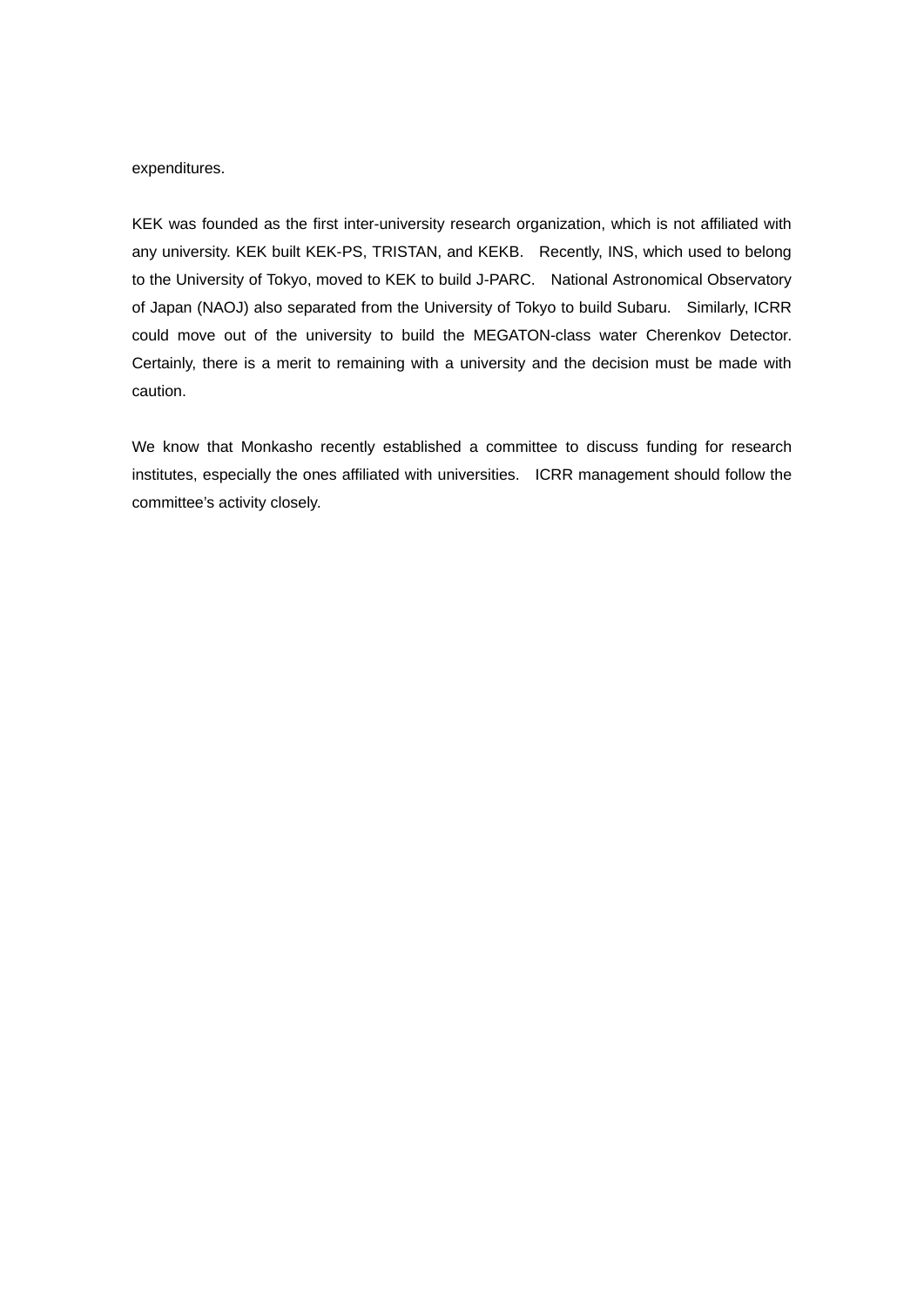expenditures.

KEK was founded as the first inter-university research organization, which is not affiliated with any university. KEK built KEK-PS, TRISTAN, and KEKB. Recently, INS, which used to belong to the University of Tokyo, moved to KEK to build J-PARC. National Astronomical Observatory of Japan (NAOJ) also separated from the University of Tokyo to build Subaru. Similarly, ICRR could move out of the university to build the MEGATON-class water Cherenkov Detector. Certainly, there is a merit to remaining with a university and the decision must be made with caution.

We know that Monkasho recently established a committee to discuss funding for research institutes, especially the ones affiliated with universities. ICRR management should follow the committee's activity closely.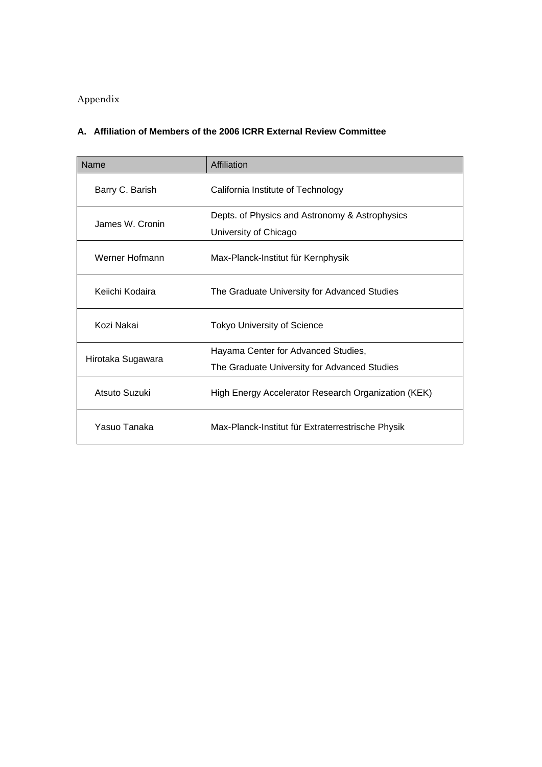Appendix

## A. Affiliation of Members of the 2006 ICRR External Review Committee

| Name | Affiliation |
| --- | --- |
| Barry C. Barish | California Institute of Technology |
| James W. Cronin | Depts. of Physics and Astronomy & Astrophysics<br>University of Chicago |
| Werner Hofmann | Max-Planck-Institut für Kernphysik |
| Keiichi Kodaira | The Graduate University for Advanced Studies |
| Kozi Nakai | Tokyo University of Science |
| Hirotaka Sugawara | Hayama Center for Advanced Studies,<br>The Graduate University for Advanced Studies |
| Atsuto Suzuki | High Energy Accelerator Research Organization (KEK) |
| Yasuo Tanaka | Max-Planck-Institut für Extraterrestrische Physik |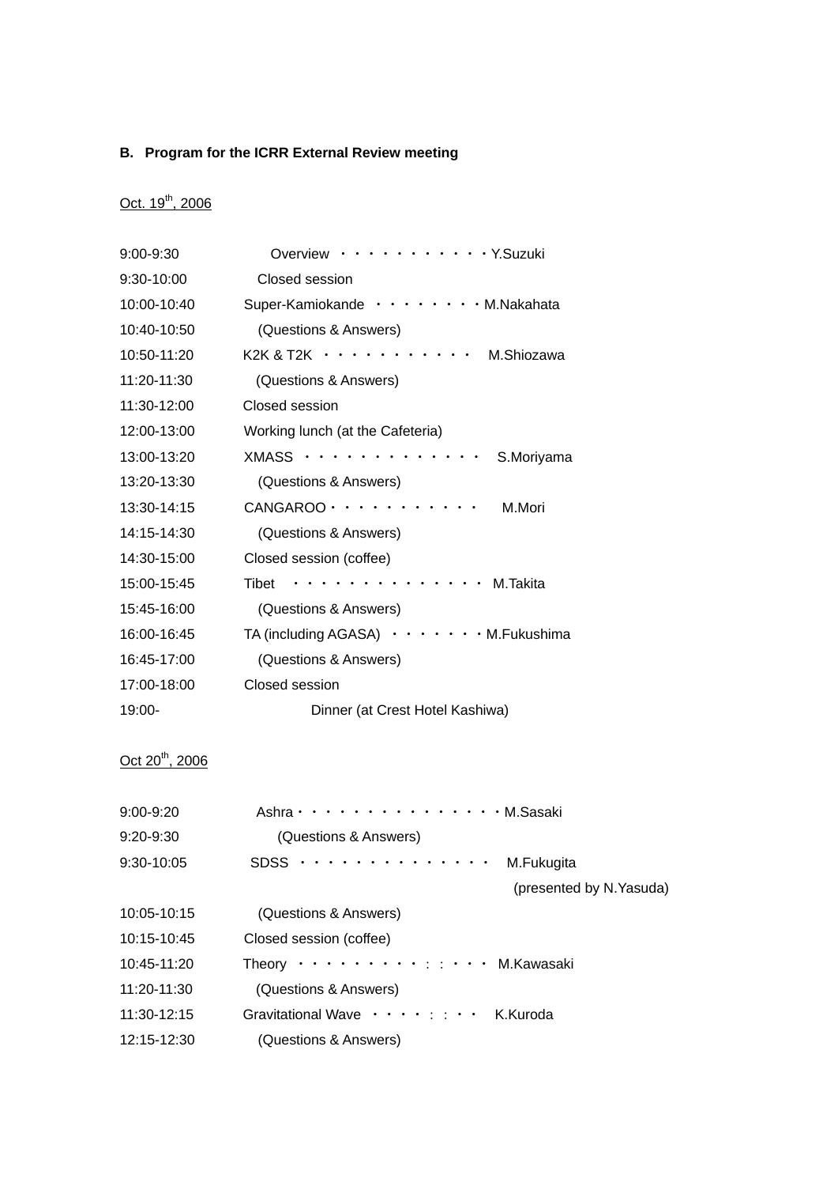### B. Program for the ICRR External Review meeting

Oct. 19th, 2006

| | |
|---|---|
| 9:00-9:30 | Overview ・・・・・・・・・・・・Y.Suzuki |
| 9:30-10:00 | Closed session |
| 10:00-10:40 | Super-Kamiokande ・・・・・・・・M.Nakahata |
| 10:40-10:50 | (Questions & Answers) |
| 10:50-11:20 | K2K & T2K ・・・・・・・・・・・・ M.Shiozawa |
| 11:20-11:30 | (Questions & Answers) |
| 11:30-12:00 | Closed session |
| 12:00-13:00 | Working lunch (at the Cafeteria) |
| 13:00-13:20 | XMASS ・・・・・・・・・・・・・・ S.Moriyama |
| 13:20-13:30 | (Questions & Answers) |
| 13:30-14:15 | CANGAROO・・・・・・・・・・・・ M.Mori |
| 14:15-14:30 | (Questions & Answers) |
| 14:30-15:00 | Closed session (coffee) |
| 15:00-15:45 | Tibet ・・・・・・・・・・・・・・・ M.Takita |
| 15:45-16:00 | (Questions & Answers) |
| 16:00-16:45 | TA (including AGASA) ・・・・・・・M.Fukushima |
| 16:45-17:00 | (Questions & Answers) |
| 17:00-18:00 | Closed session |
| 19:00- | Dinner (at Crest Hotel Kashiwa) |

Oct 20th, 2006

| | |
|---|---|
| 9:00-9:20 | Ashra・・・・・・・・・・・・・・・・M.Sasaki |
| 9:20-9:30 | (Questions & Answers) |
| 9:30-10:05 | SDSS ・・・・・・・・・・・・・・・ M.Fukugita (presented by N.Yasuda) |
| 10:05-10:15 | (Questions & Answers) |
| 10:15-10:45 | Closed session (coffee) |
| 10:45-11:20 | Theory ・・・・・・・・・・：：・・・ M.Kawasaki |
| 11:20-11:30 | (Questions & Answers) |
| 11:30-12:15 | Gravitational Wave ・・・・：：・・ K.Kuroda |
| 12:15-12:30 | (Questions & Answers) |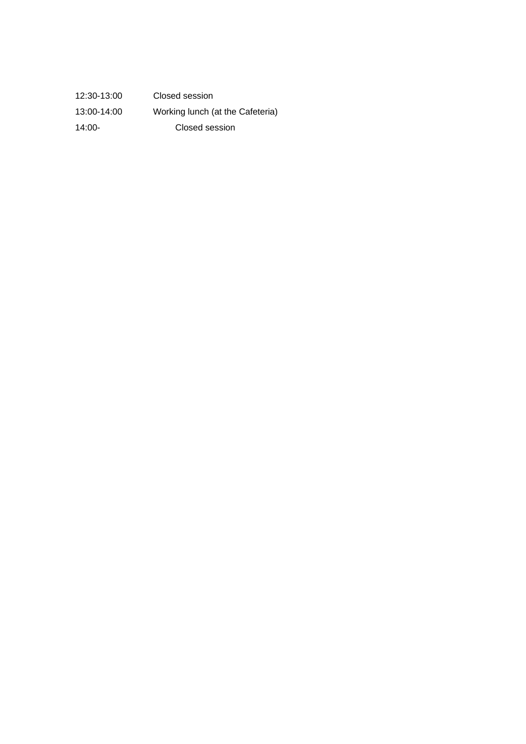| | |
|---|---|
| 12:30-13:00 | Closed session |
| 13:00-14:00 | Working lunch (at the Cafeteria) |
| 14:00- | Closed session |